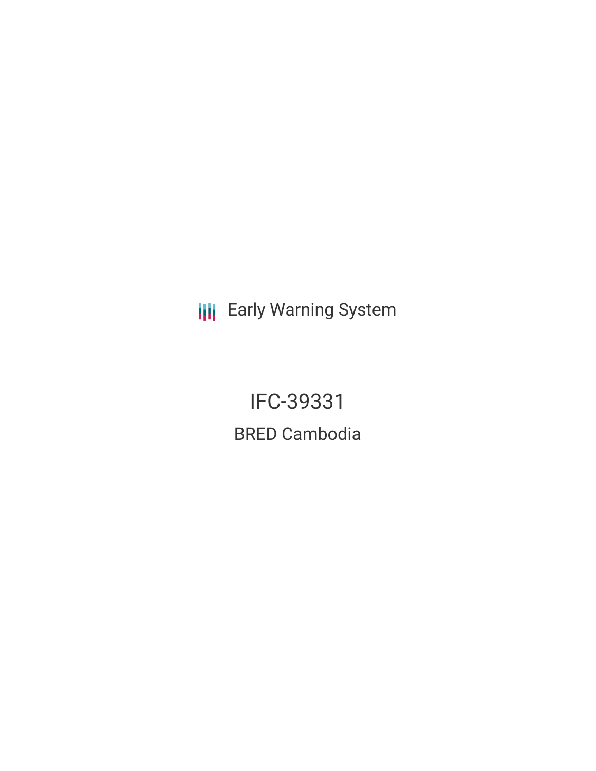Early Warning System

# IFC-39331

## BRED Cambodia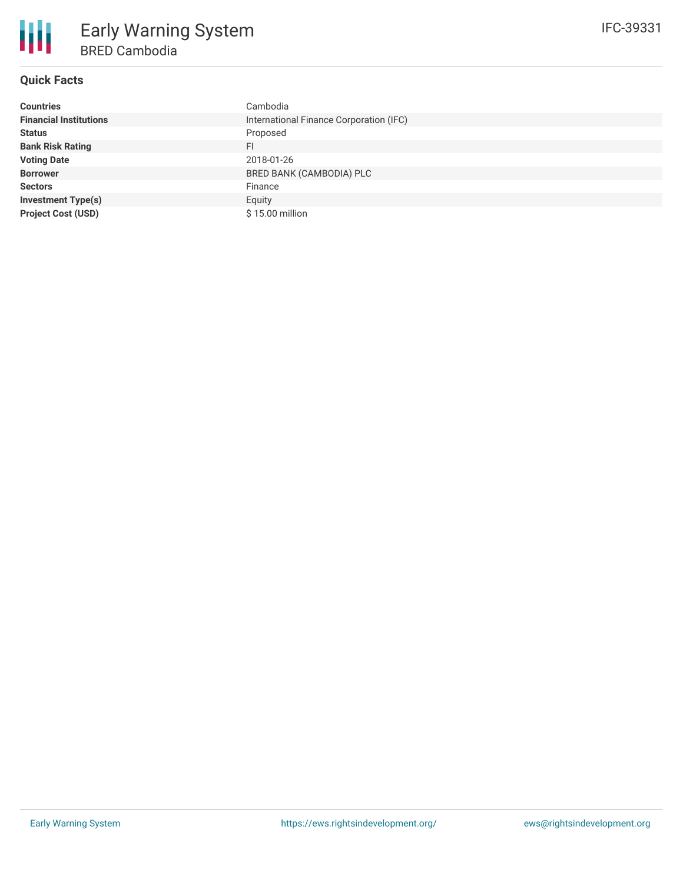# Early Warning System

## BRED Cambodia

IFC-39331

### Quick Facts

| | |
|---|---|
| **Countries** | Cambodia |
| **Financial Institutions** | International Finance Corporation (IFC) |
| **Status** | Proposed |
| **Bank Risk Rating** | FI |
| **Voting Date** | 2018-01-26 |
| **Borrower** | BRED BANK (CAMBODIA) PLC |
| **Sectors** | Finance |
| **Investment Type(s)** | Equity |
| **Project Cost (USD)** | $ 15.00 million |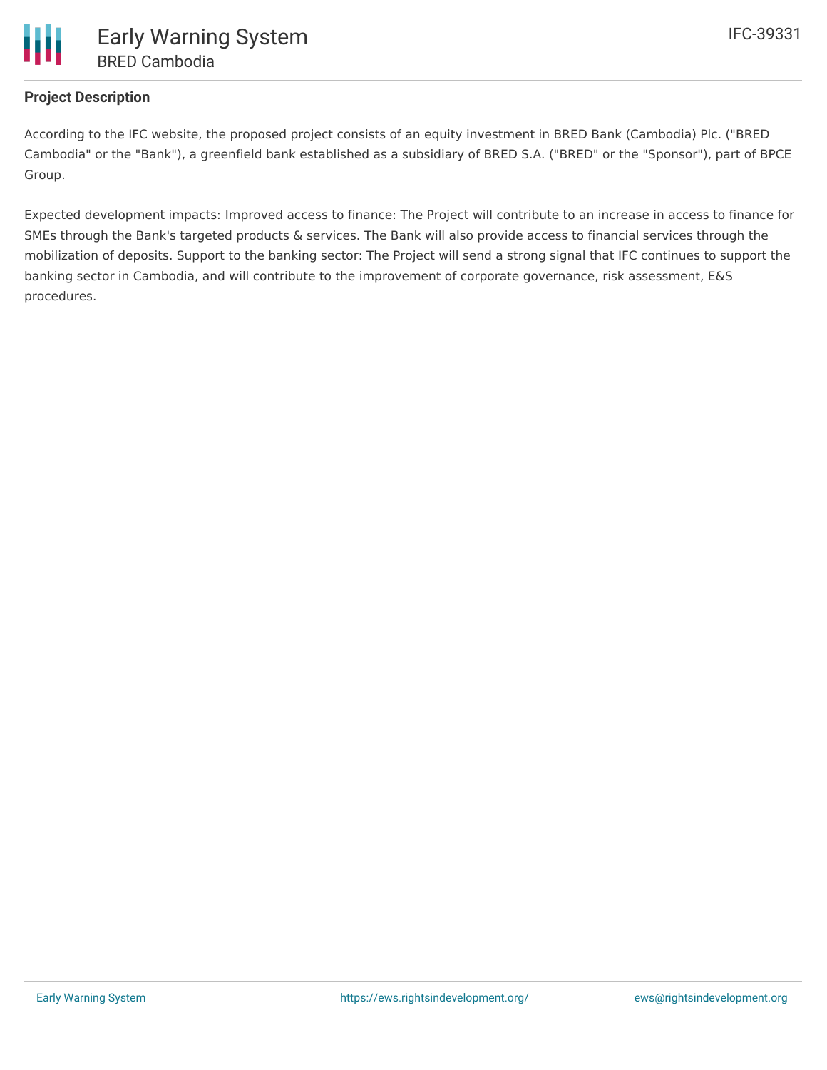## Project Description

According to the IFC website, the proposed project consists of an equity investment in BRED Bank (Cambodia) Plc. ("BRED Cambodia" or the "Bank"), a greenfield bank established as a subsidiary of BRED S.A. ("BRED" or the "Sponsor"), part of BPCE Group.

Expected development impacts: Improved access to finance: The Project will contribute to an increase in access to finance for SMEs through the Bank's targeted products & services. The Bank will also provide access to financial services through the mobilization of deposits. Support to the banking sector: The Project will send a strong signal that IFC continues to support the banking sector in Cambodia, and will contribute to the improvement of corporate governance, risk assessment, E&S procedures.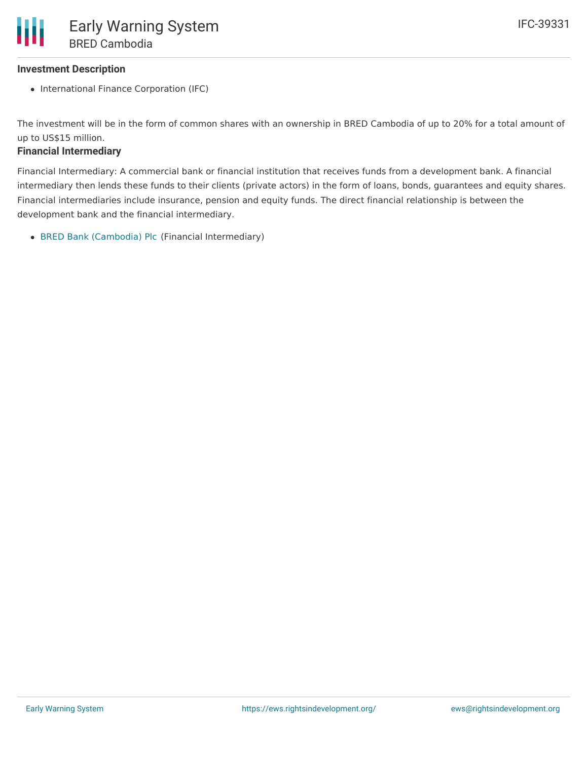### Investment Description

- International Finance Corporation (IFC)

The investment will be in the form of common shares with an ownership in BRED Cambodia of up to 20% for a total amount of up to US$15 million.

### Financial Intermediary

Financial Intermediary: A commercial bank or financial institution that receives funds from a development bank. A financial intermediary then lends these funds to their clients (private actors) in the form of loans, bonds, guarantees and equity shares. Financial intermediaries include insurance, pension and equity funds. The direct financial relationship is between the development bank and the financial intermediary.

- BRED Bank (Cambodia) Plc (Financial Intermediary)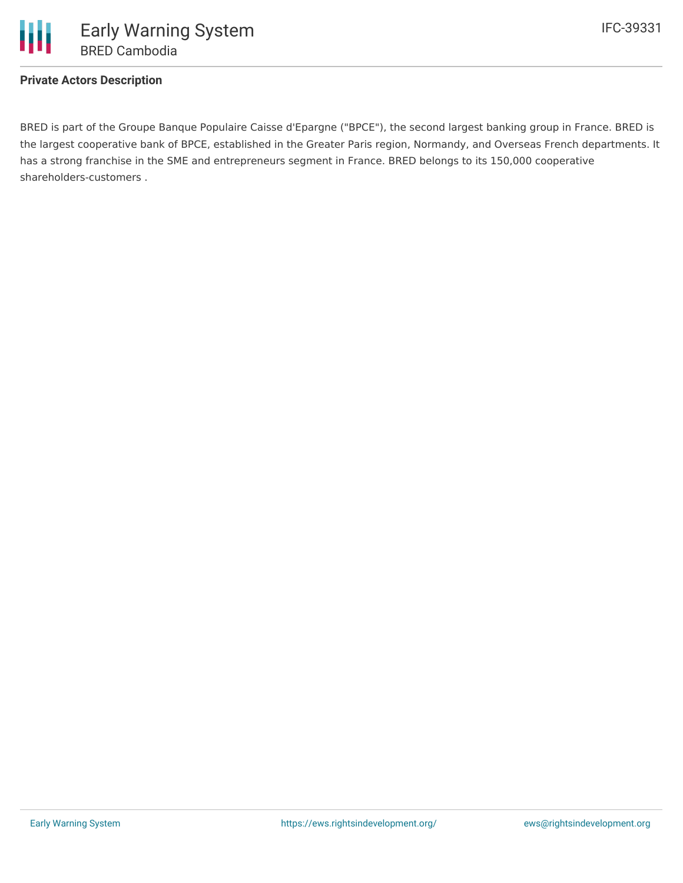**Private Actors Description**

BRED is part of the Groupe Banque Populaire Caisse d'Epargne ("BPCE"), the second largest banking group in France. BRED is the largest cooperative bank of BPCE, established in the Greater Paris region, Normandy, and Overseas French departments. It has a strong franchise in the SME and entrepreneurs segment in France. BRED belongs to its 150,000 cooperative shareholders-customers .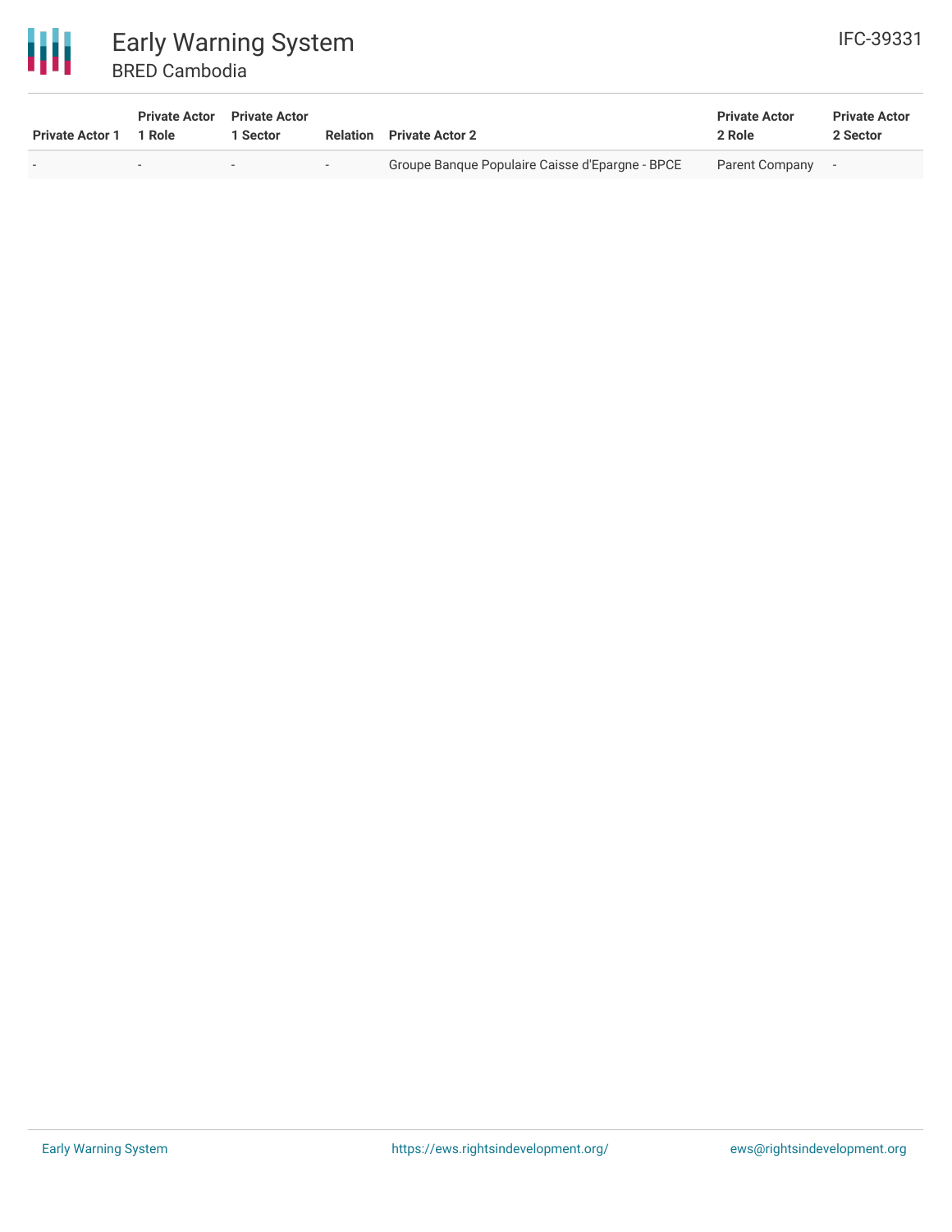| Private Actor 1 | Private Actor 1 Role | Private Actor 1 Sector | Relation | Private Actor 2 | Private Actor 2 Role | Private Actor 2 Sector |
| --- | --- | --- | --- | --- | --- | --- |
| - | - | - | - | Groupe Banque Populaire Caisse d'Epargne - BPCE | Parent Company | - |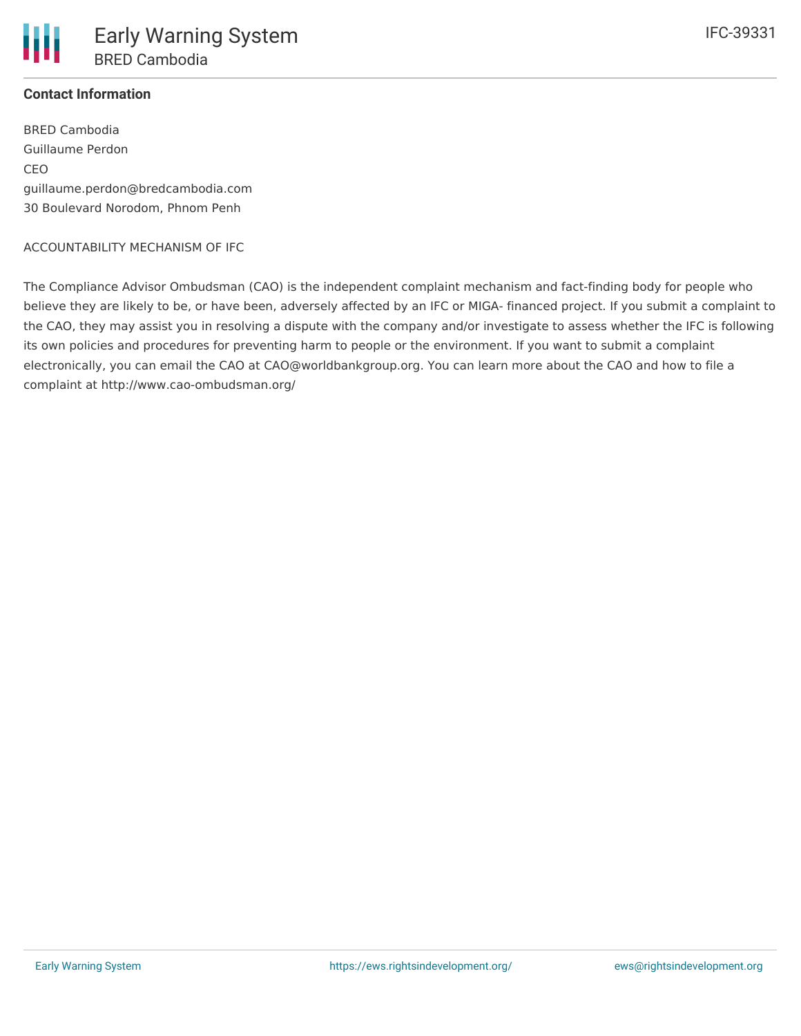**Contact Information**

BRED Cambodia
Guillaume Perdon
CEO
guillaume.perdon@bredcambodia.com
30 Boulevard Norodom, Phnom Penh

ACCOUNTABILITY MECHANISM OF IFC

The Compliance Advisor Ombudsman (CAO) is the independent complaint mechanism and fact-finding body for people who believe they are likely to be, or have been, adversely affected by an IFC or MIGA- financed project. If you submit a complaint to the CAO, they may assist you in resolving a dispute with the company and/or investigate to assess whether the IFC is following its own policies and procedures for preventing harm to people or the environment. If you want to submit a complaint electronically, you can email the CAO at CAO@worldbankgroup.org. You can learn more about the CAO and how to file a complaint at http://www.cao-ombudsman.org/